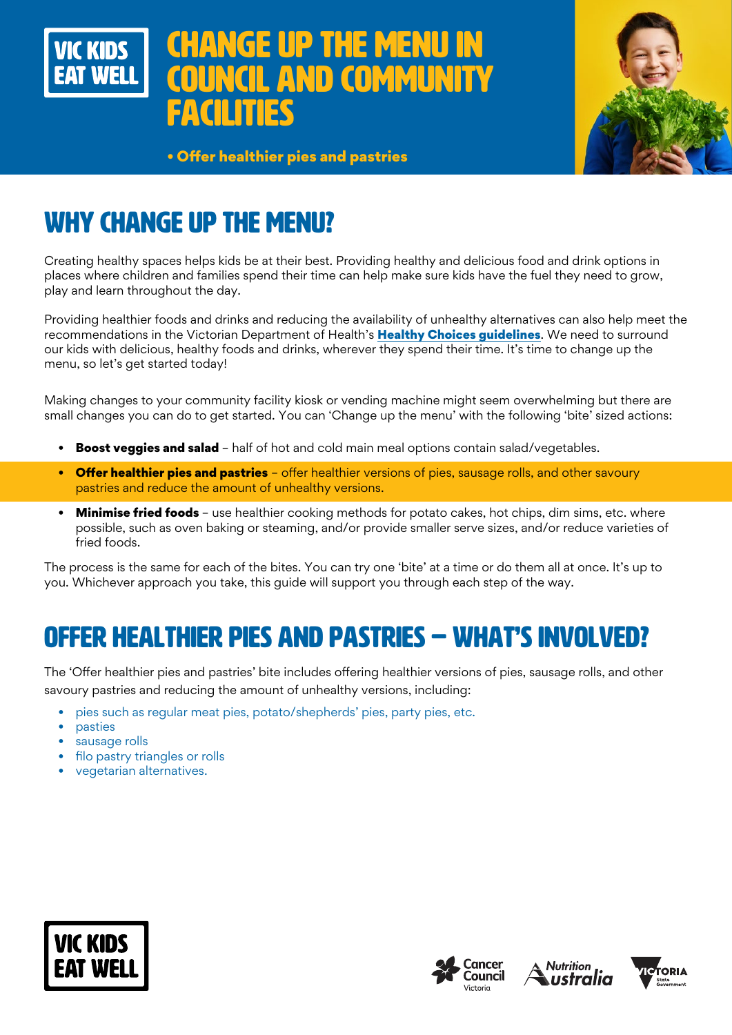# CHANGE UP THE MENU IN COUNCIL AND COMMUNITY FACILITIES

• **Offer healthier pies and pastries**

## WHY CHANGE UP THE MENU?

Creating healthy spaces helps kids be at their best. Providing healthy and delicious food and drink options in places where children and families spend their time can help make sure kids have the fuel they need to grow, play and learn throughout the day.

Providing healthier foods and drinks and reducing the availability of unhealthy alternatives can also help meet the recommendations in the Victorian Department of Health's **Healthy Choices guidelines**. We need to surround our kids with delicious, healthy foods and drinks, wherever they spend their time. It's time to change up the menu, so let's get started today!

Making changes to your community facility kiosk or vending machine might seem overwhelming but there are small changes you can do to get started. You can 'Change up the menu' with the following 'bite' sized actions:

- **Boost veggies and salad** – half of hot and cold main meal options contain salad/vegetables.
- **Offer healthier pies and pastries** – offer healthier versions of pies, sausage rolls, and other savoury pastries and reduce the amount of unhealthy versions.
- **Minimise fried foods** – use healthier cooking methods for potato cakes, hot chips, dim sims, etc. where possible, such as oven baking or steaming, and/or provide smaller serve sizes, and/or reduce varieties of fried foods.

The process is the same for each of the bites. You can try one 'bite' at a time or do them all at once. It's up to you. Whichever approach you take, this guide will support you through each step of the way.

## OFFER HEALTHIER PIES AND PASTRIES – WHAT'S INVOLVED?

The 'Offer healthier pies and pastries' bite includes offering healthier versions of pies, sausage rolls, and other savoury pastries and reducing the amount of unhealthy versions, including:

- pies such as regular meat pies, potato/shepherds' pies, party pies, etc.
- pasties
- sausage rolls
- filo pastry triangles or rolls
- vegetarian alternatives.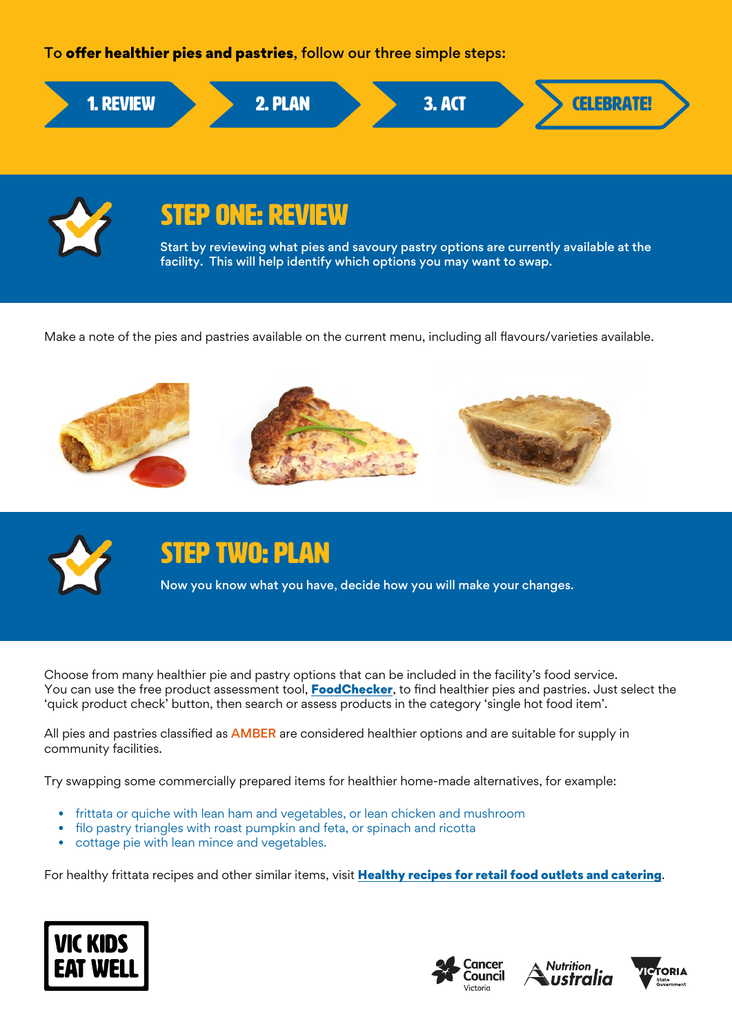To **offer healthier pies and pastries**, follow our three simple steps:

1. REVIEW → 2. PLAN → 3. ACT → CELEBRATE!

## STEP ONE: REVIEW

Start by reviewing what pies and savoury pastry options are currently available at the facility. This will help identify which options you may want to swap.

Make a note of the pies and pastries available on the current menu, including all flavours/varieties available.

## STEP TWO: PLAN

Now you know what you have, decide how you will make your changes.

Choose from many healthier pie and pastry options that can be included in the facility's food service. You can use the free product assessment tool, **FoodChecker**, to find healthier pies and pastries. Just select the 'quick product check' button, then search or assess products in the category 'single hot food item'.

All pies and pastries classified as AMBER are considered healthier options and are suitable for supply in community facilities.

Try swapping some commercially prepared items for healthier home-made alternatives, for example:

- frittata or quiche with lean ham and vegetables, or lean chicken and mushroom
- filo pastry triangles with roast pumpkin and feta, or spinach and ricotta
- cottage pie with lean mince and vegetables.

For healthy frittata recipes and other similar items, visit **Healthy recipes for retail food outlets and catering**.

VIC KIDS EAT WELL

Cancer Council Victoria | Nutrition Australia | Victoria State Government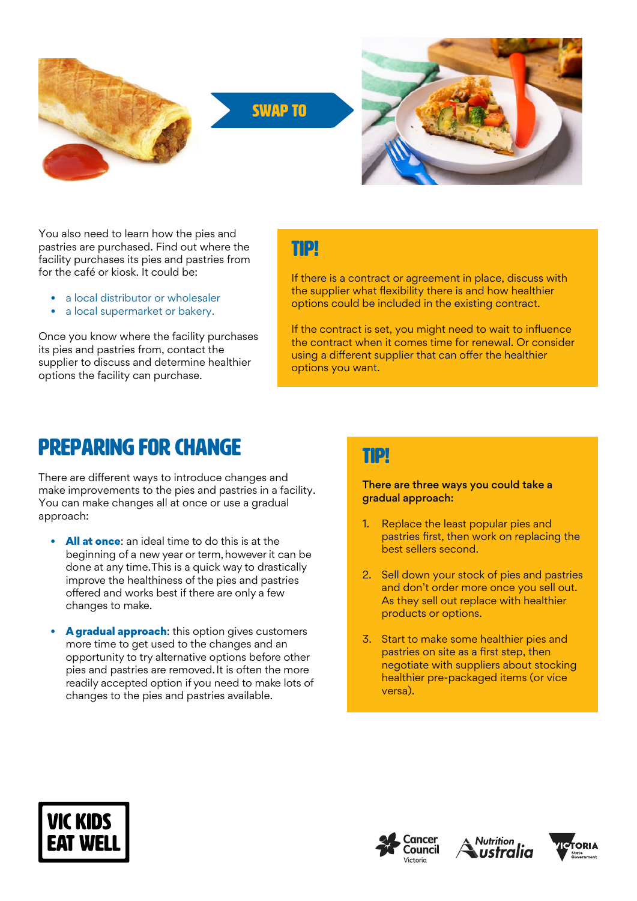SWAP TO

You also need to learn how the pies and pastries are purchased. Find out where the facility purchases its pies and pastries from for the café or kiosk. It could be:

- a local distributor or wholesaler
- a local supermarket or bakery.

Once you know where the facility purchases its pies and pastries from, contact the supplier to discuss and determine healthier options the facility can purchase.

## TIP!

If there is a contract or agreement in place, discuss with the supplier what flexibility there is and how healthier options could be included in the existing contract.

If the contract is set, you might need to wait to influence the contract when it comes time for renewal. Or consider using a different supplier that can offer the healthier options you want.

# PREPARING FOR CHANGE

There are different ways to introduce changes and make improvements to the pies and pastries in a facility. You can make changes all at once or use a gradual approach:

- **All at once**: an ideal time to do this is at the beginning of a new year or term, however it can be done at any time. This is a quick way to drastically improve the healthiness of the pies and pastries offered and works best if there are only a few changes to make.
- **A gradual approach**: this option gives customers more time to get used to the changes and an opportunity to try alternative options before other pies and pastries are removed. It is often the more readily accepted option if you need to make lots of changes to the pies and pastries available.

## TIP!

**There are three ways you could take a gradual approach:**

1. Replace the least popular pies and pastries first, then work on replacing the best sellers second.
2. Sell down your stock of pies and pastries and don't order more once you sell out. As they sell out replace with healthier products or options.
3. Start to make some healthier pies and pastries on site as a first step, then negotiate with suppliers about stocking healthier pre-packaged items (or vice versa).

VIC KIDS EAT WELL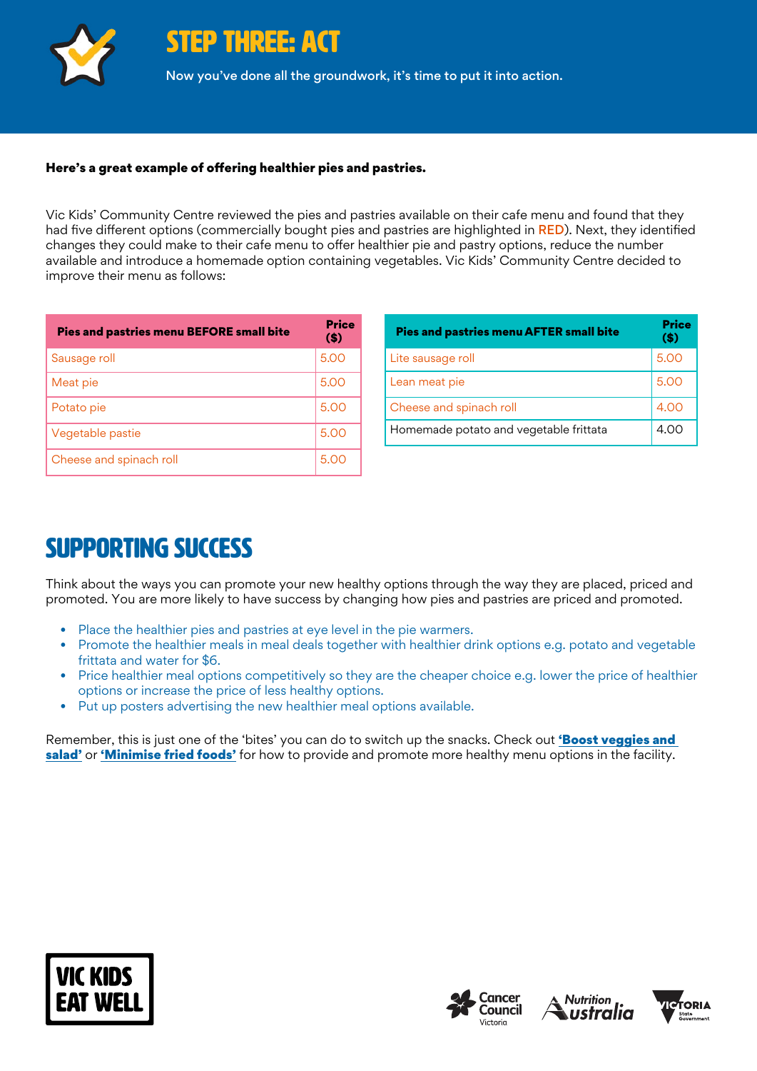# STEP THREE: ACT

Now you've done all the groundwork, it's time to put it into action.

**Here's a great example of offering healthier pies and pastries.**

Vic Kids' Community Centre reviewed the pies and pastries available on their cafe menu and found that they had five different options (commercially bought pies and pastries are highlighted in RED). Next, they identified changes they could make to their cafe menu to offer healthier pie and pastry options, reduce the number available and introduce a homemade option containing vegetables. Vic Kids' Community Centre decided to improve their menu as follows:

| Pies and pastries menu BEFORE small bite | Price ($) |
|---|---|
| Sausage roll | 5.00 |
| Meat pie | 5.00 |
| Potato pie | 5.00 |
| Vegetable pastie | 5.00 |
| Cheese and spinach roll | 5.00 |

| Pies and pastries menu AFTER small bite | Price ($) |
|---|---|
| Lite sausage roll | 5.00 |
| Lean meat pie | 5.00 |
| Cheese and spinach roll | 4.00 |
| Homemade potato and vegetable frittata | 4.00 |

## SUPPORTING SUCCESS

Think about the ways you can promote your new healthy options through the way they are placed, priced and promoted. You are more likely to have success by changing how pies and pastries are priced and promoted.

- Place the healthier pies and pastries at eye level in the pie warmers.
- Promote the healthier meals in meal deals together with healthier drink options e.g. potato and vegetable frittata and water for $6.
- Price healthier meal options competitively so they are the cheaper choice e.g. lower the price of healthier options or increase the price of less healthy options.
- Put up posters advertising the new healthier meal options available.

Remember, this is just one of the 'bites' you can do to switch up the snacks. Check out **'Boost veggies and salad'** or **'Minimise fried foods'** for how to provide and promote more healthy menu options in the facility.

VIC KIDS EAT WELL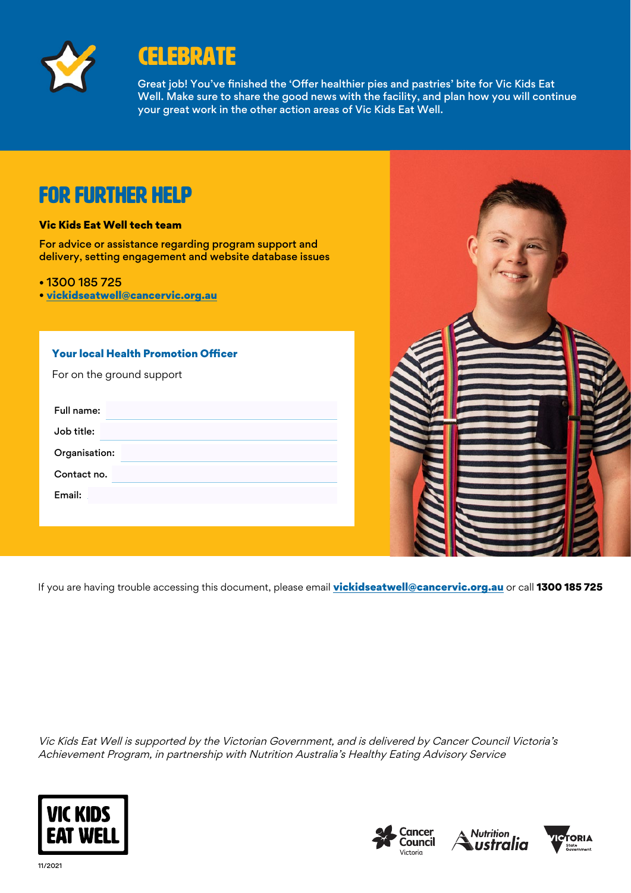# CELEBRATE

Great job! You've finished the 'Offer healthier pies and pastries' bite for Vic Kids Eat Well. Make sure to share the good news with the facility, and plan how you will continue your great work in the other action areas of Vic Kids Eat Well.

## FOR FURTHER HELP

**Vic Kids Eat Well tech team**

For advice or assistance regarding program support and delivery, setting engagement and website database issues

- 1300 185 725
- **vickidseatwell@cancervic.org.au**

### Your local Health Promotion Officer

For on the ground support

Full name:

Job title:

Organisation:

Contact no.

Email:

If you are having trouble accessing this document, please email **vickidseatwell@cancervic.org.au** or call **1300 185 725**

*Vic Kids Eat Well is supported by the Victorian Government, and is delivered by Cancer Council Victoria's Achievement Program, in partnership with Nutrition Australia's Healthy Eating Advisory Service*

VIC KIDS EAT WELL

Cancer Council Victoria

Nutrition Australia

VICTORIA State Government

11/2021